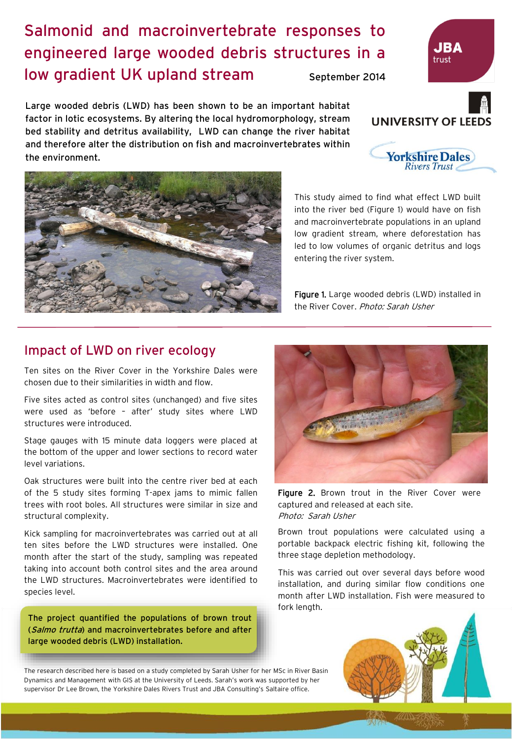# Salmonid and macroinvertebrate responses to engineered large wooded debris structures in a low gradient UK upland stream

September 2014

**Large wooded debris (LWD) has been shown to be an important habitat factor in lotic ecosystems. By altering the local hydromorphology, stream bed stability and detritus availability, LWD can change the river habitat and therefore alter the distribution on fish and macroinvertebrates within the environment.**

This study aimed to find what effect LWD built into the river bed (Figure 1) would have on fish and macroinvertebrate populations in an upland low gradient stream, where deforestation has led to low volumes of organic detritus and logs entering the river system.

**Figure 1.** Large wooded debris (LWD) installed in the River Cover. *Photo: Sarah Usher*

## Impact of LWD on river ecology

Ten sites on the River Cover in the Yorkshire Dales were chosen due to their similarities in width and flow.

Five sites acted as control sites (unchanged) and five sites were used as 'before – after' study sites where LWD structures were introduced.

Stage gauges with 15 minute data loggers were placed at the bottom of the upper and lower sections to record water level variations.

Oak structures were built into the centre river bed at each of the 5 study sites forming T-apex jams to mimic fallen trees with root boles. All structures were similar in size and structural complexity.

Kick sampling for macroinvertebrates was carried out at all ten sites before the LWD structures were installed. One month after the start of the study, sampling was repeated taking into account both control sites and the area around the LWD structures. Macroinvertebrates were identified to species level.

**The project quantified the populations of brown trout (*Salmo trutta*) and macroinvertebrates before and after large wooded debris (LWD) installation.**

**Figure 2.** Brown trout in the River Cover were captured and released at each site.
*Photo: Sarah Usher*

Brown trout populations were calculated using a portable backpack electric fishing kit, following the three stage depletion methodology.

This was carried out over several days before wood installation, and during similar flow conditions one month after LWD installation. Fish were measured to fork length.

The research described here is based on a study completed by Sarah Usher for her MSc in River Basin Dynamics and Management with GIS at the University of Leeds. Sarah's work was supported by her supervisor Dr Lee Brown, the Yorkshire Dales Rivers Trust and JBA Consulting's Saltaire office.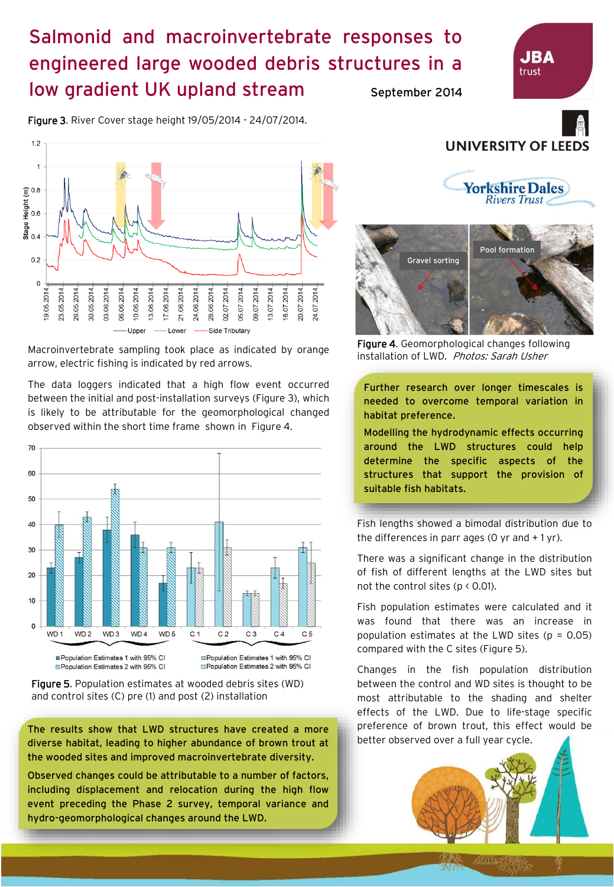# Salmonid and macroinvertebrate responses to engineered large wooded debris structures in a low gradient UK upland stream

September 2014

JBA trust

UNIVERSITY OF LEEDS

Yorkshire Dales Rivers Trust

**Figure 3.** River Cover stage height 19/05/2014 - 24/07/2014.

Stage Height (m)

1.2
1
0.8
0.6
0.4
0.2
0

19.05.2014, 23.05.2014, 26.05.2014, 30.05.2014, 03.06.2014, 06.06.2014, 10.06.2014, 13.06.2014, 17.06.2014, 21.06.2014, 24.06.2014, 28.06.2014, 02.07.2014, 05.07.2014, 09.07.2014, 13.07.2014, 16.07.2014, 20.07.2014, 24.07.2014

Upper — Lower — Side Tributary

Macroinvertebrate sampling took place as indicated by orange arrow, electric fishing is indicated by red arrows.

The data loggers indicated that a high flow event occurred between the initial and post-installation surveys (Figure 3), which is likely to be attributable for the geomorphological changed observed within the short time frame shown in Figure 4.

70
60
50
40
30
20
10
0

WD 1, WD 2, WD 3, WD 4, WD 5, C 1, C 2, C 3, C 4, C 5

Population Estimates 1 with 95% CI
Population Estimates 2 with 95% CI
Population Estimates 1 with 95% CI
Population Estimates 2 with 95% CI

**Figure 5.** Population estimates at wooded debris sites (WD) and control sites (C) pre (1) and post (2) installation

**The results show that LWD structures have created a more diverse habitat, leading to higher abundance of brown trout at the wooded sites and improved macroinvertebrate diversity.**

**Observed changes could be attributable to a number of factors, including displacement and relocation during the high flow event preceding the Phase 2 survey, temporal variance and hydro-geomorphological changes around the LWD.**

Gravel sorting

Pool formation

**Figure 4.** Geomorphological changes following installation of LWD. *Photos: Sarah Usher*

**Further research over longer timescales is needed to overcome temporal variation in habitat preference.**

**Modelling the hydrodynamic effects occurring around the LWD structures could help determine the specific aspects of the structures that support the provision of suitable fish habitats.**

Fish lengths showed a bimodal distribution due to the differences in parr ages (0 yr and + 1 yr).

There was a significant change in the distribution of fish of different lengths at the LWD sites but not the control sites ($p < 0.01$).

Fish population estimates were calculated and it was found that there was an increase in population estimates at the LWD sites ($p = 0.05$) compared with the C sites (Figure 5).

Changes in the fish population distribution between the control and WD sites is thought to be most attributable to the shading and shelter effects of the LWD. Due to life-stage specific preference of brown trout, this effect would be better observed over a full year cycle.